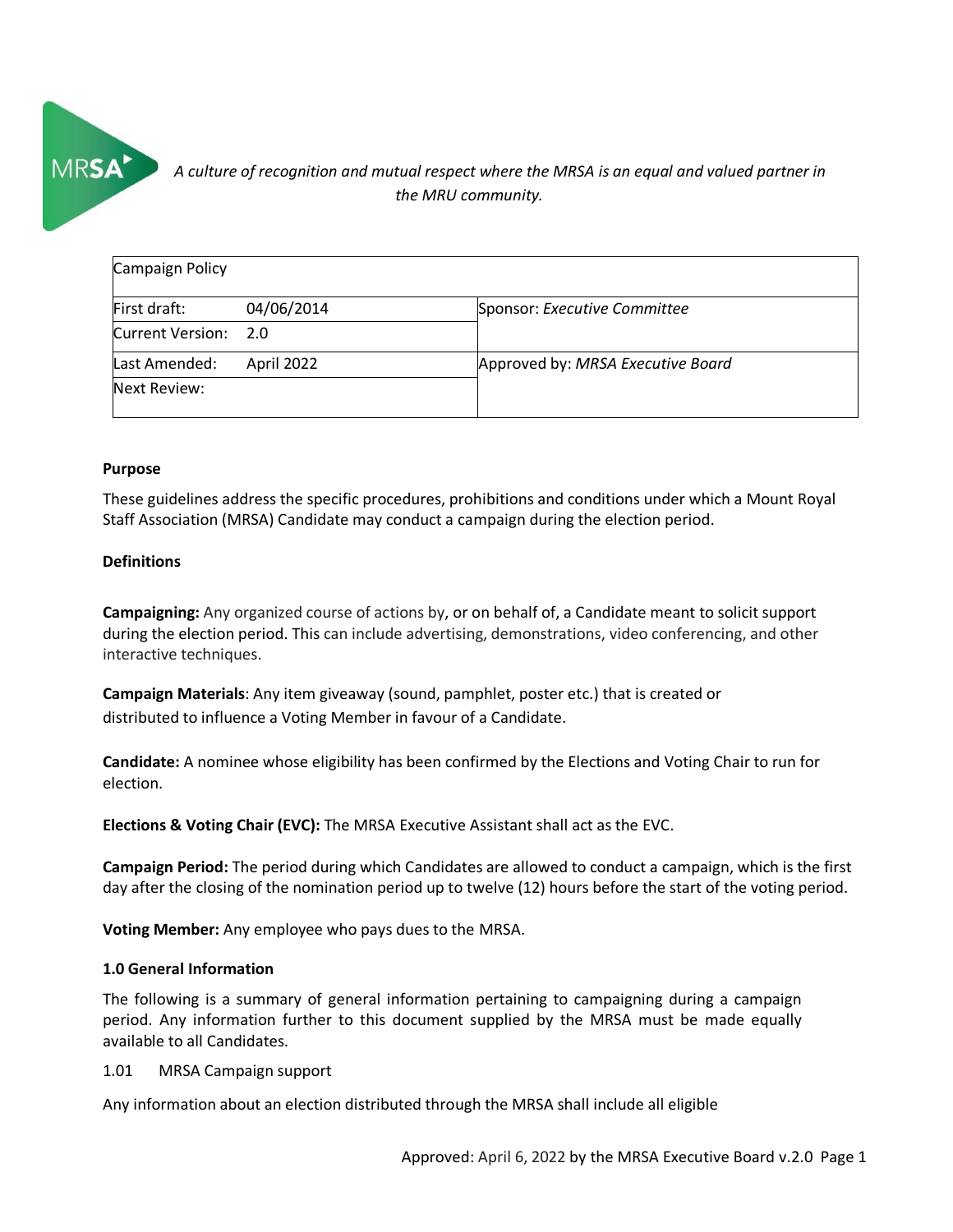*A culture of recognition and mutual respect where the MRSA is an equal and valued partner in the MRU community.*

| Campaign Policy | | |
|---|---|---|
| First draft: | 04/06/2014 | Sponsor: *Executive Committee* |
| Current Version: | 2.0 | |
| Last Amended: | April 2022 | Approved by: *MRSA Executive Board* |
| Next Review: | | |

**Purpose**

These guidelines address the specific procedures, prohibitions and conditions under which a Mount Royal Staff Association (MRSA) Candidate may conduct a campaign during the election period.

**Definitions**

**Campaigning:** Any organized course of actions by, or on behalf of, a Candidate meant to solicit support during the election period. This can include advertising, demonstrations, video conferencing, and other interactive techniques.

**Campaign Materials**: Any item giveaway (sound, pamphlet, poster etc.) that is created or distributed to influence a Voting Member in favour of a Candidate.

**Candidate:** A nominee whose eligibility has been confirmed by the Elections and Voting Chair to run for election.

**Elections & Voting Chair (EVC):** The MRSA Executive Assistant shall act as the EVC.

**Campaign Period:** The period during which Candidates are allowed to conduct a campaign, which is the first day after the closing of the nomination period up to twelve (12) hours before the start of the voting period.

**Voting Member:** Any employee who pays dues to the MRSA.

**1.0 General Information**

The following is a summary of general information pertaining to campaigning during a campaign period. Any information further to this document supplied by the MRSA must be made equally available to all Candidates.

1.01 MRSA Campaign support

Any information about an election distributed through the MRSA shall include all eligible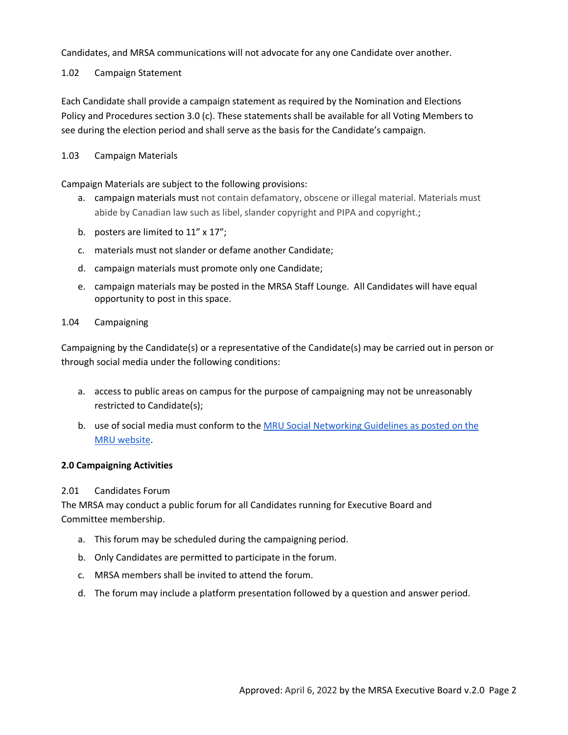Candidates, and MRSA communications will not advocate for any one Candidate over another.

1.02 Campaign Statement

Each Candidate shall provide a campaign statement as required by the Nomination and Elections Policy and Procedures section 3.0 (c). These statements shall be available for all Voting Members to see during the election period and shall serve as the basis for the Candidate's campaign.

1.03 Campaign Materials

Campaign Materials are subject to the following provisions:

a. campaign materials must not contain defamatory, obscene or illegal material. Materials must abide by Canadian law such as libel, slander copyright and PIPA and copyright.;
b. posters are limited to 11" x 17";
c. materials must not slander or defame another Candidate;
d. campaign materials must promote only one Candidate;
e. campaign materials may be posted in the MRSA Staff Lounge. All Candidates will have equal opportunity to post in this space.

1.04 Campaigning

Campaigning by the Candidate(s) or a representative of the Candidate(s) may be carried out in person or through social media under the following conditions:

a. access to public areas on campus for the purpose of campaigning may not be unreasonably restricted to Candidate(s);
b. use of social media must conform to the MRU Social Networking Guidelines as posted on the MRU website.

**2.0 Campaigning Activities**

2.01 Candidates Forum

The MRSA may conduct a public forum for all Candidates running for Executive Board and Committee membership.

a. This forum may be scheduled during the campaigning period.
b. Only Candidates are permitted to participate in the forum.
c. MRSA members shall be invited to attend the forum.
d. The forum may include a platform presentation followed by a question and answer period.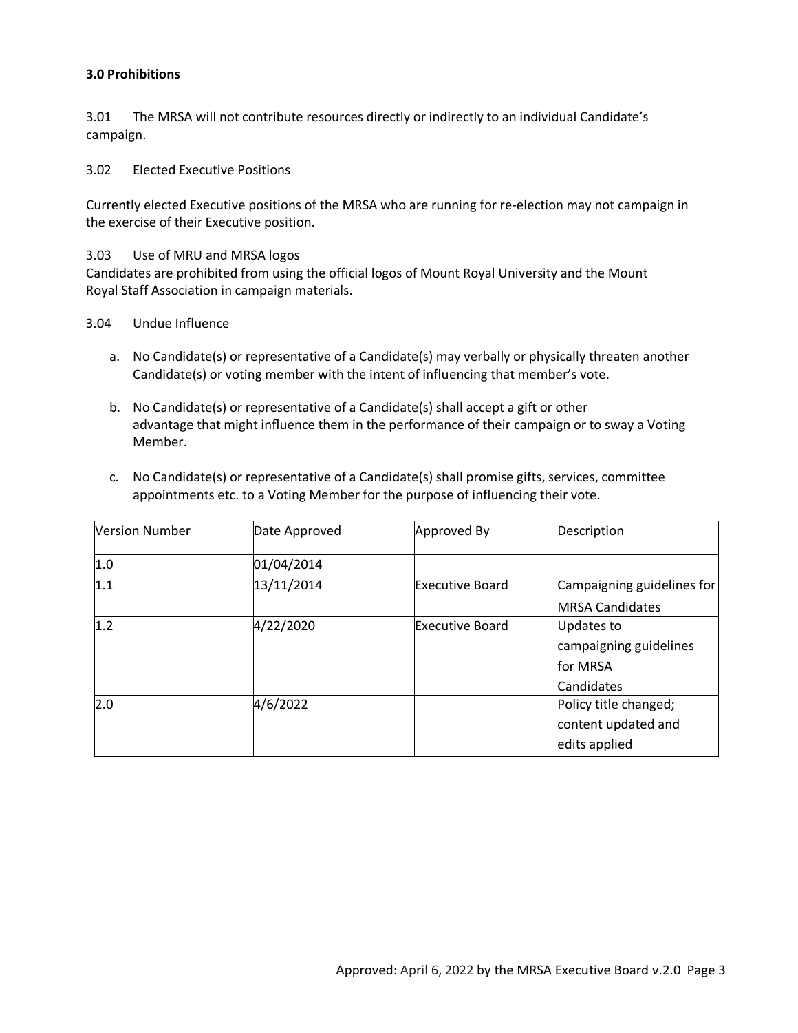**3.0 Prohibitions**

3.01 The MRSA will not contribute resources directly or indirectly to an individual Candidate's campaign.

3.02 Elected Executive Positions

Currently elected Executive positions of the MRSA who are running for re-election may not campaign in the exercise of their Executive position.

3.03 Use of MRU and MRSA logos
Candidates are prohibited from using the official logos of Mount Royal University and the Mount Royal Staff Association in campaign materials.

3.04 Undue Influence

a. No Candidate(s) or representative of a Candidate(s) may verbally or physically threaten another Candidate(s) or voting member with the intent of influencing that member's vote.

b. No Candidate(s) or representative of a Candidate(s) shall accept a gift or other advantage that might influence them in the performance of their campaign or to sway a Voting Member.

c. No Candidate(s) or representative of a Candidate(s) shall promise gifts, services, committee appointments etc. to a Voting Member for the purpose of influencing their vote.

| Version Number | Date Approved | Approved By | Description |
|---|---|---|---|
| 1.0 | 01/04/2014 | | |
| 1.1 | 13/11/2014 | Executive Board | Campaigning guidelines for MRSA Candidates |
| 1.2 | 4/22/2020 | Executive Board | Updates to campaigning guidelines for MRSA Candidates |
| 2.0 | 4/6/2022 | | Policy title changed; content updated and edits applied |